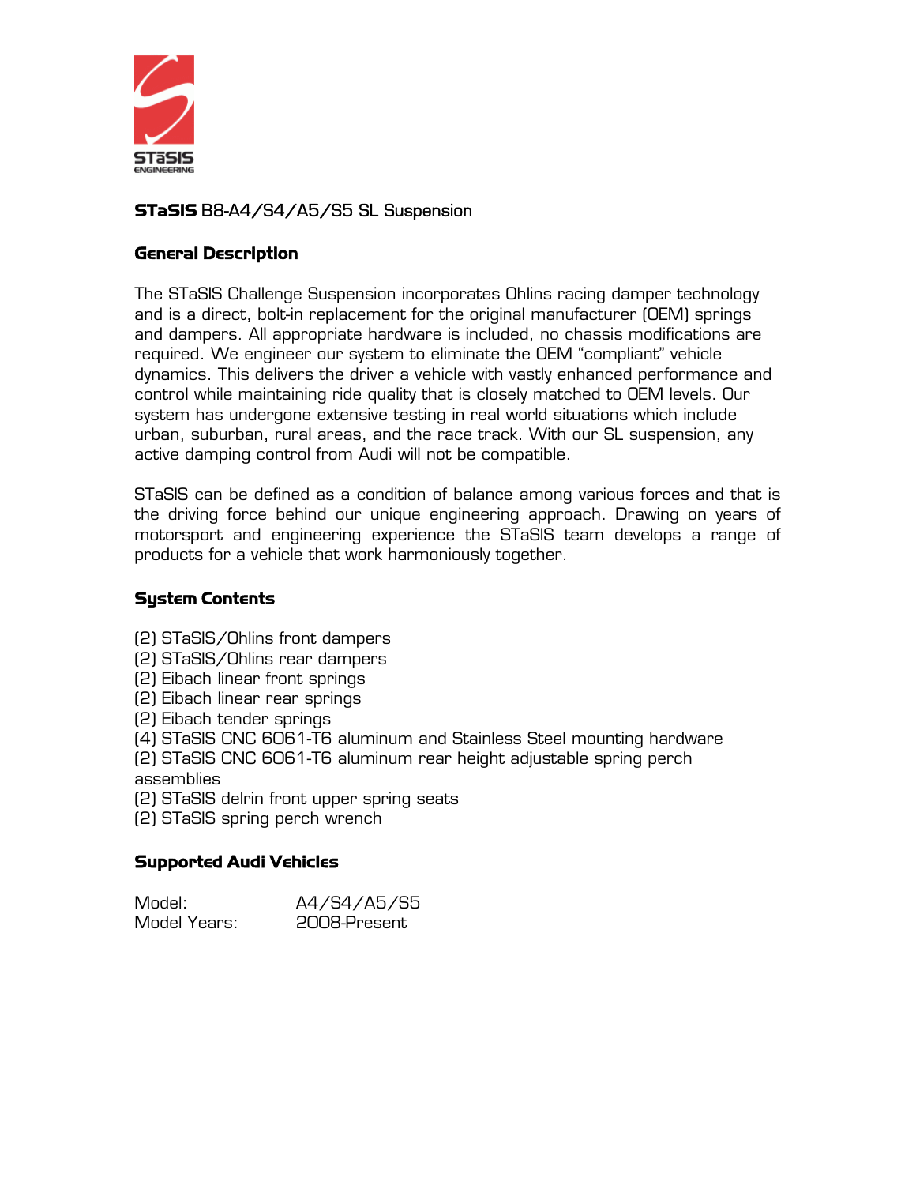STāSIS
ENGINEERING

## **STaSIS** B8-A4/S4/A5/S5 SL Suspension

### General Description

The STaSIS Challenge Suspension incorporates Ohlins racing damper technology and is a direct, bolt-in replacement for the original manufacturer (OEM) springs and dampers. All appropriate hardware is included, no chassis modifications are required. We engineer our system to eliminate the OEM "compliant" vehicle dynamics. This delivers the driver a vehicle with vastly enhanced performance and control while maintaining ride quality that is closely matched to OEM levels. Our system has undergone extensive testing in real world situations which include urban, suburban, rural areas, and the race track. With our SL suspension, any active damping control from Audi will not be compatible.

STaSIS can be defined as a condition of balance among various forces and that is the driving force behind our unique engineering approach. Drawing on years of motorsport and engineering experience the STaSIS team develops a range of products for a vehicle that work harmoniously together.

### System Contents

(2) STaSIS/Ohlins front dampers
(2) STaSIS/Ohlins rear dampers
(2) Eibach linear front springs
(2) Eibach linear rear springs
(2) Eibach tender springs
(4) STaSIS CNC 6061-T6 aluminum and Stainless Steel mounting hardware
(2) STaSIS CNC 6061-T6 aluminum rear height adjustable spring perch assemblies
(2) STaSIS delrin front upper spring seats
(2) STaSIS spring perch wrench

### Supported Audi Vehicles

Model: A4/S4/A5/S5
Model Years: 2008-Present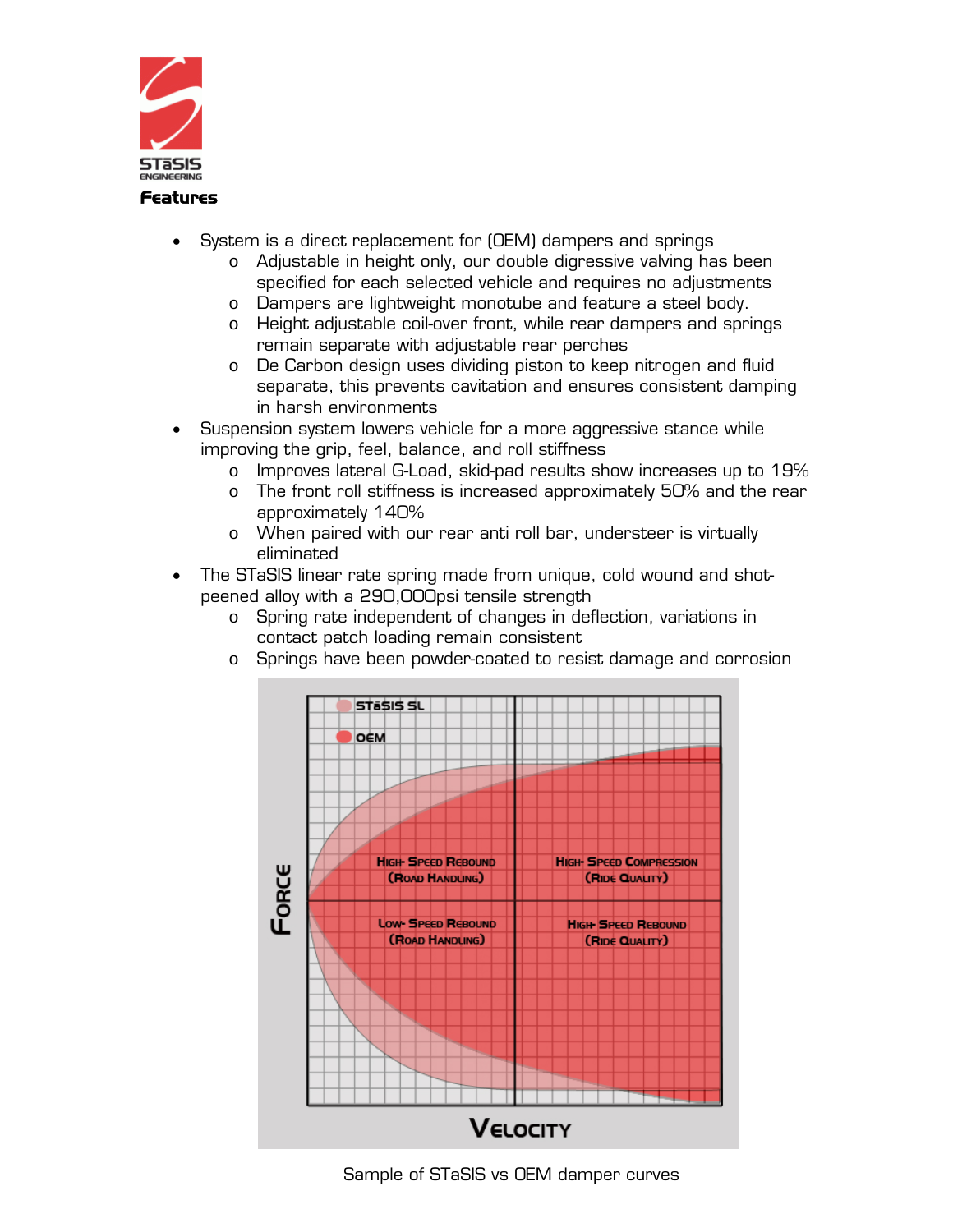STaSIS ENGINEERING

## Features

- System is a direct replacement for (OEM) dampers and springs
  - Adjustable in height only, our double digressive valving has been specified for each selected vehicle and requires no adjustments
  - Dampers are lightweight monotube and feature a steel body.
  - Height adjustable coil-over front, while rear dampers and springs remain separate with adjustable rear perches
  - De Carbon design uses dividing piston to keep nitrogen and fluid separate, this prevents cavitation and ensures consistent damping in harsh environments
- Suspension system lowers vehicle for a more aggressive stance while improving the grip, feel, balance, and roll stiffness
  - Improves lateral G-Load, skid-pad results show increases up to 19%
  - The front roll stiffness is increased approximately 50% and the rear approximately 140%
  - When paired with our rear anti roll bar, understeer is virtually eliminated
- The STaSIS linear rate spring made from unique, cold wound and shot-peened alloy with a 290,000psi tensile strength
  - Spring rate independent of changes in deflection, variations in contact patch loading remain consistent
  - Springs have been powder-coated to resist damage and corrosion

STaSIS SL

OEM

High Speed Rebound (Road Handling)

High Speed Compression (Ride Quality)

Low Speed Rebound (Road Handling)

High Speed Rebound (Ride Quality)

Force

Velocity

Sample of STaSIS vs OEM damper curves